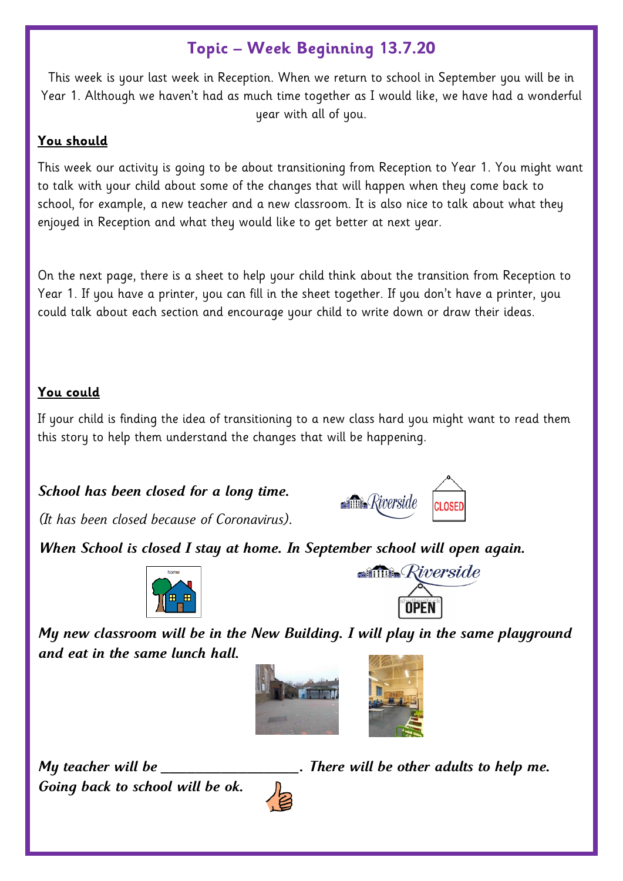# Topic – Week Beginning 13.7.20

This week is your last week in Reception. When we return to school in September you will be in Year 1. Although we haven't had as much time together as I would like, we have had a wonderful year with all of you.

**You should**

This week our activity is going to be about transitioning from Reception to Year 1. You might want to talk with your child about some of the changes that will happen when they come back to school, for example, a new teacher and a new classroom. It is also nice to talk about what they enjoyed in Reception and what they would like to get better at next year.

On the next page, there is a sheet to help your child think about the transition from Reception to Year 1. If you have a printer, you can fill in the sheet together. If you don't have a printer, you could talk about each section and encourage your child to write down or draw their ideas.

**You could**

If your child is finding the idea of transitioning to a new class hard you might want to read them this story to help them understand the changes that will be happening.

***School has been closed for a long time.***

*(It has been closed because of Coronavirus).*

***When School is closed I stay at home. In September school will open again.***

***My new classroom will be in the New Building. I will play in the same playground and eat in the same lunch hall.***

***My teacher will be \_\_\_\_\_\_\_\_\_\_\_\_\_\_\_\_\_\_\_. There will be other adults to help me. Going back to school will be ok.***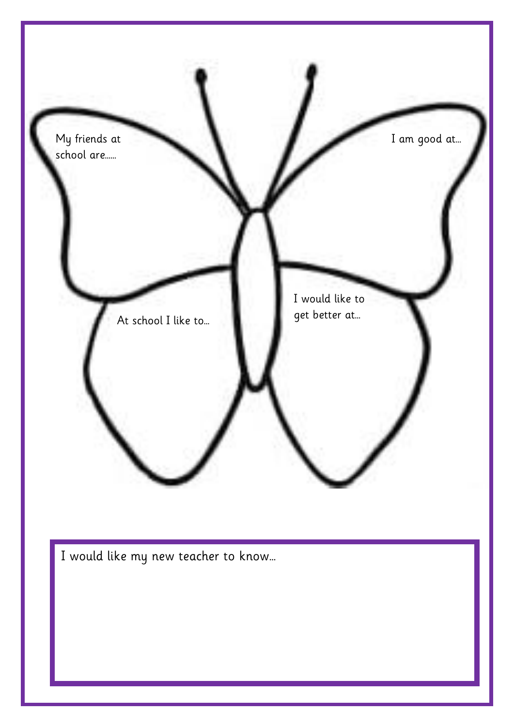My friends at school are......

I am good at...

At school I like to...

I would like to get better at...

I would like my new teacher to know...